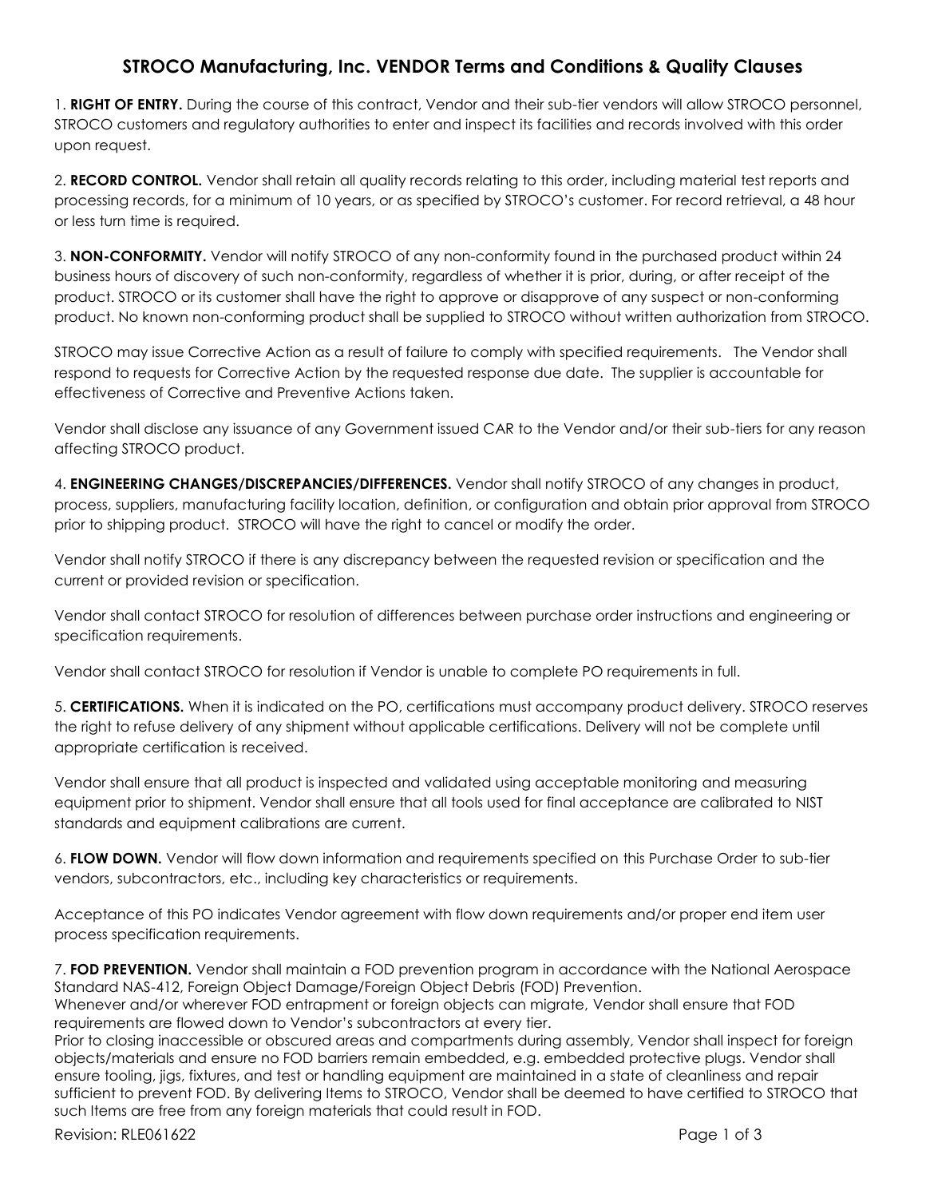# STROCO Manufacturing, Inc. VENDOR Terms and Conditions & Quality Clauses

1. **RIGHT OF ENTRY.** During the course of this contract, Vendor and their sub-tier vendors will allow STROCO personnel, STROCO customers and regulatory authorities to enter and inspect its facilities and records involved with this order upon request.

2. **RECORD CONTROL.** Vendor shall retain all quality records relating to this order, including material test reports and processing records, for a minimum of 10 years, or as specified by STROCO's customer. For record retrieval, a 48 hour or less turn time is required.

3. **NON-CONFORMITY.** Vendor will notify STROCO of any non-conformity found in the purchased product within 24 business hours of discovery of such non-conformity, regardless of whether it is prior, during, or after receipt of the product. STROCO or its customer shall have the right to approve or disapprove of any suspect or non-conforming product. No known non-conforming product shall be supplied to STROCO without written authorization from STROCO.

STROCO may issue Corrective Action as a result of failure to comply with specified requirements. The Vendor shall respond to requests for Corrective Action by the requested response due date. The supplier is accountable for effectiveness of Corrective and Preventive Actions taken.

Vendor shall disclose any issuance of any Government issued CAR to the Vendor and/or their sub-tiers for any reason affecting STROCO product.

4. **ENGINEERING CHANGES/DISCREPANCIES/DIFFERENCES.** Vendor shall notify STROCO of any changes in product, process, suppliers, manufacturing facility location, definition, or configuration and obtain prior approval from STROCO prior to shipping product. STROCO will have the right to cancel or modify the order.

Vendor shall notify STROCO if there is any discrepancy between the requested revision or specification and the current or provided revision or specification.

Vendor shall contact STROCO for resolution of differences between purchase order instructions and engineering or specification requirements.

Vendor shall contact STROCO for resolution if Vendor is unable to complete PO requirements in full.

5. **CERTIFICATIONS.** When it is indicated on the PO, certifications must accompany product delivery. STROCO reserves the right to refuse delivery of any shipment without applicable certifications. Delivery will not be complete until appropriate certification is received.

Vendor shall ensure that all product is inspected and validated using acceptable monitoring and measuring equipment prior to shipment. Vendor shall ensure that all tools used for final acceptance are calibrated to NIST standards and equipment calibrations are current.

6. **FLOW DOWN.** Vendor will flow down information and requirements specified on this Purchase Order to sub-tier vendors, subcontractors, etc., including key characteristics or requirements.

Acceptance of this PO indicates Vendor agreement with flow down requirements and/or proper end item user process specification requirements.

7. **FOD PREVENTION.** Vendor shall maintain a FOD prevention program in accordance with the National Aerospace Standard NAS-412, Foreign Object Damage/Foreign Object Debris (FOD) Prevention.
Whenever and/or wherever FOD entrapment or foreign objects can migrate, Vendor shall ensure that FOD requirements are flowed down to Vendor's subcontractors at every tier.
Prior to closing inaccessible or obscured areas and compartments during assembly, Vendor shall inspect for foreign objects/materials and ensure no FOD barriers remain embedded, e.g. embedded protective plugs. Vendor shall ensure tooling, jigs, fixtures, and test or handling equipment are maintained in a state of cleanliness and repair sufficient to prevent FOD. By delivering Items to STROCO, Vendor shall be deemed to have certified to STROCO that such Items are free from any foreign materials that could result in FOD.

Revision: RLE061622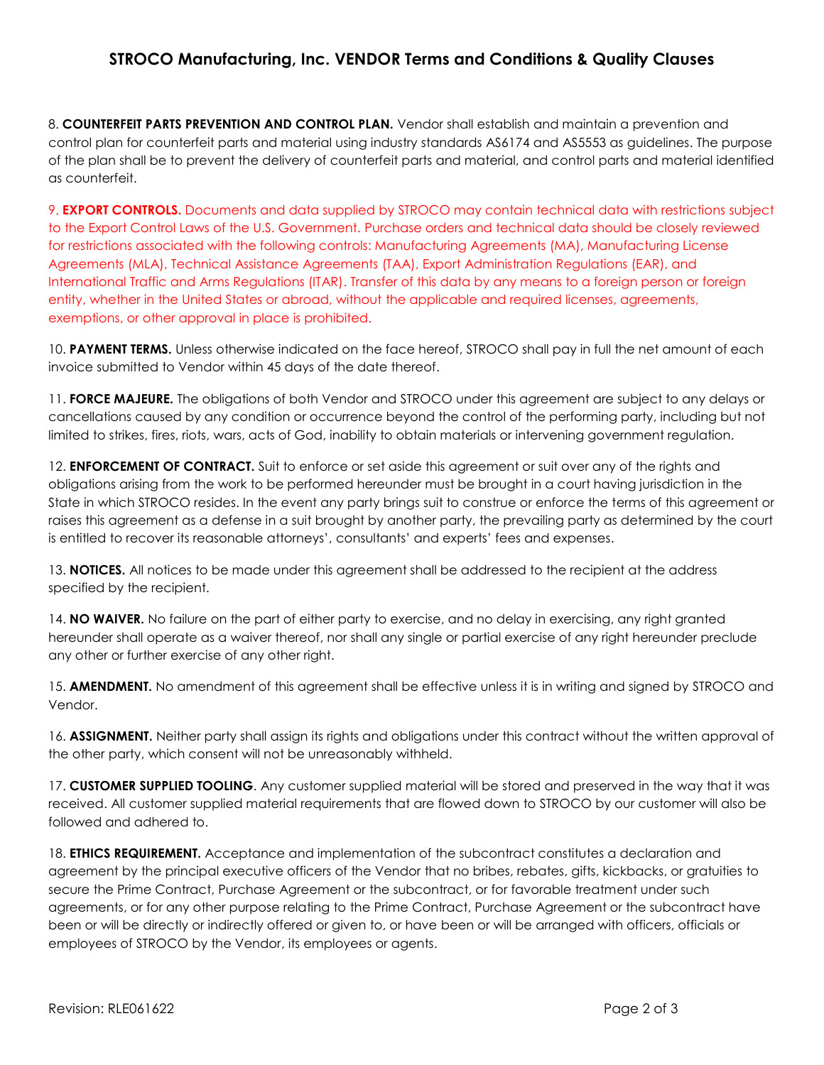8. **COUNTERFEIT PARTS PREVENTION AND CONTROL PLAN.** Vendor shall establish and maintain a prevention and control plan for counterfeit parts and material using industry standards AS6174 and AS5553 as guidelines. The purpose of the plan shall be to prevent the delivery of counterfeit parts and material, and control parts and material identified as counterfeit.

9. **EXPORT CONTROLS.** Documents and data supplied by STROCO may contain technical data with restrictions subject to the Export Control Laws of the U.S. Government. Purchase orders and technical data should be closely reviewed for restrictions associated with the following controls: Manufacturing Agreements (MA), Manufacturing License Agreements (MLA), Technical Assistance Agreements (TAA), Export Administration Regulations (EAR), and International Traffic and Arms Regulations (ITAR). Transfer of this data by any means to a foreign person or foreign entity, whether in the United States or abroad, without the applicable and required licenses, agreements, exemptions, or other approval in place is prohibited.

10. **PAYMENT TERMS.** Unless otherwise indicated on the face hereof, STROCO shall pay in full the net amount of each invoice submitted to Vendor within 45 days of the date thereof.

11. **FORCE MAJEURE.** The obligations of both Vendor and STROCO under this agreement are subject to any delays or cancellations caused by any condition or occurrence beyond the control of the performing party, including but not limited to strikes, fires, riots, wars, acts of God, inability to obtain materials or intervening government regulation.

12. **ENFORCEMENT OF CONTRACT.** Suit to enforce or set aside this agreement or suit over any of the rights and obligations arising from the work to be performed hereunder must be brought in a court having jurisdiction in the State in which STROCO resides. In the event any party brings suit to construe or enforce the terms of this agreement or raises this agreement as a defense in a suit brought by another party, the prevailing party as determined by the court is entitled to recover its reasonable attorneys', consultants' and experts' fees and expenses.

13. **NOTICES.** All notices to be made under this agreement shall be addressed to the recipient at the address specified by the recipient.

14. **NO WAIVER.** No failure on the part of either party to exercise, and no delay in exercising, any right granted hereunder shall operate as a waiver thereof, nor shall any single or partial exercise of any right hereunder preclude any other or further exercise of any other right.

15. **AMENDMENT.** No amendment of this agreement shall be effective unless it is in writing and signed by STROCO and Vendor.

16. **ASSIGNMENT.** Neither party shall assign its rights and obligations under this contract without the written approval of the other party, which consent will not be unreasonably withheld.

17. **CUSTOMER SUPPLIED TOOLING**. Any customer supplied material will be stored and preserved in the way that it was received. All customer supplied material requirements that are flowed down to STROCO by our customer will also be followed and adhered to.

18. **ETHICS REQUIREMENT.** Acceptance and implementation of the subcontract constitutes a declaration and agreement by the principal executive officers of the Vendor that no bribes, rebates, gifts, kickbacks, or gratuities to secure the Prime Contract, Purchase Agreement or the subcontract, or for favorable treatment under such agreements, or for any other purpose relating to the Prime Contract, Purchase Agreement or the subcontract have been or will be directly or indirectly offered or given to, or have been or will be arranged with officers, officials or employees of STROCO by the Vendor, its employees or agents.

Revision: RLE061622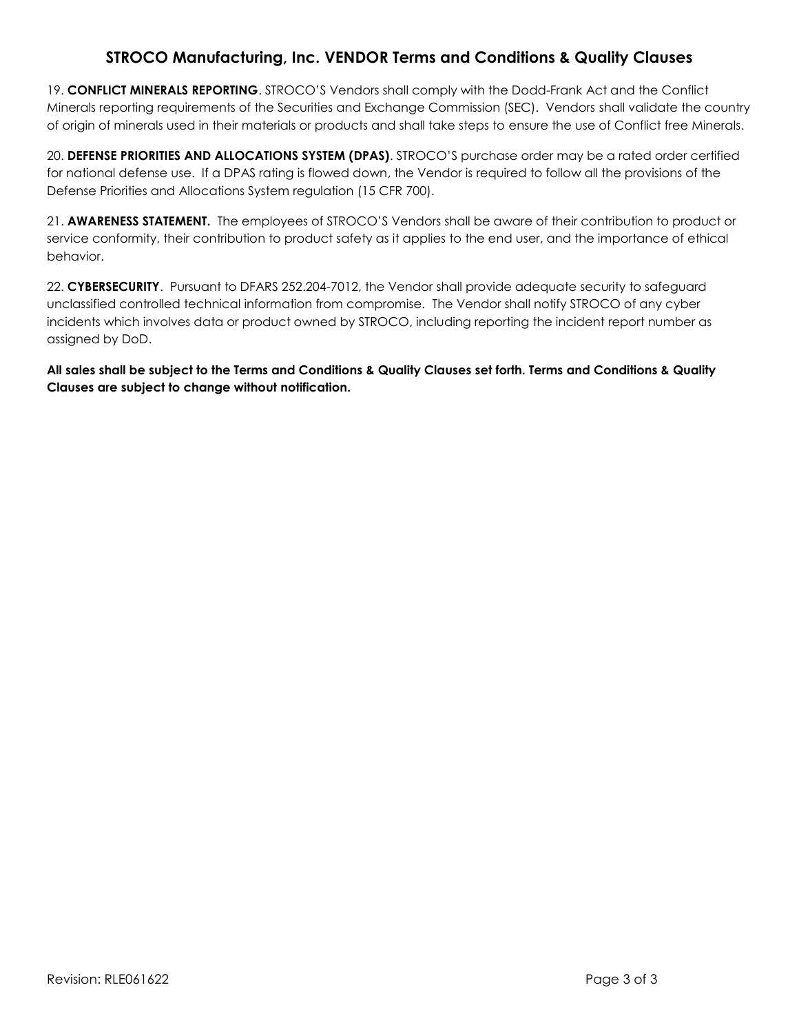19. **CONFLICT MINERALS REPORTING**. STROCO'S Vendors shall comply with the Dodd-Frank Act and the Conflict Minerals reporting requirements of the Securities and Exchange Commission (SEC). Vendors shall validate the country of origin of minerals used in their materials or products and shall take steps to ensure the use of Conflict free Minerals.

20. **DEFENSE PRIORITIES AND ALLOCATIONS SYSTEM (DPAS)**. STROCO'S purchase order may be a rated order certified for national defense use. If a DPAS rating is flowed down, the Vendor is required to follow all the provisions of the Defense Priorities and Allocations System regulation (15 CFR 700).

21. **AWARENESS STATEMENT.** The employees of STROCO'S Vendors shall be aware of their contribution to product or service conformity, their contribution to product safety as it applies to the end user, and the importance of ethical behavior.

22. **CYBERSECURITY**. Pursuant to DFARS 252.204-7012, the Vendor shall provide adequate security to safeguard unclassified controlled technical information from compromise. The Vendor shall notify STROCO of any cyber incidents which involves data or product owned by STROCO, including reporting the incident report number as assigned by DoD.

**All sales shall be subject to the Terms and Conditions & Quality Clauses set forth. Terms and Conditions & Quality Clauses are subject to change without notification.**

Revision: RLE061622